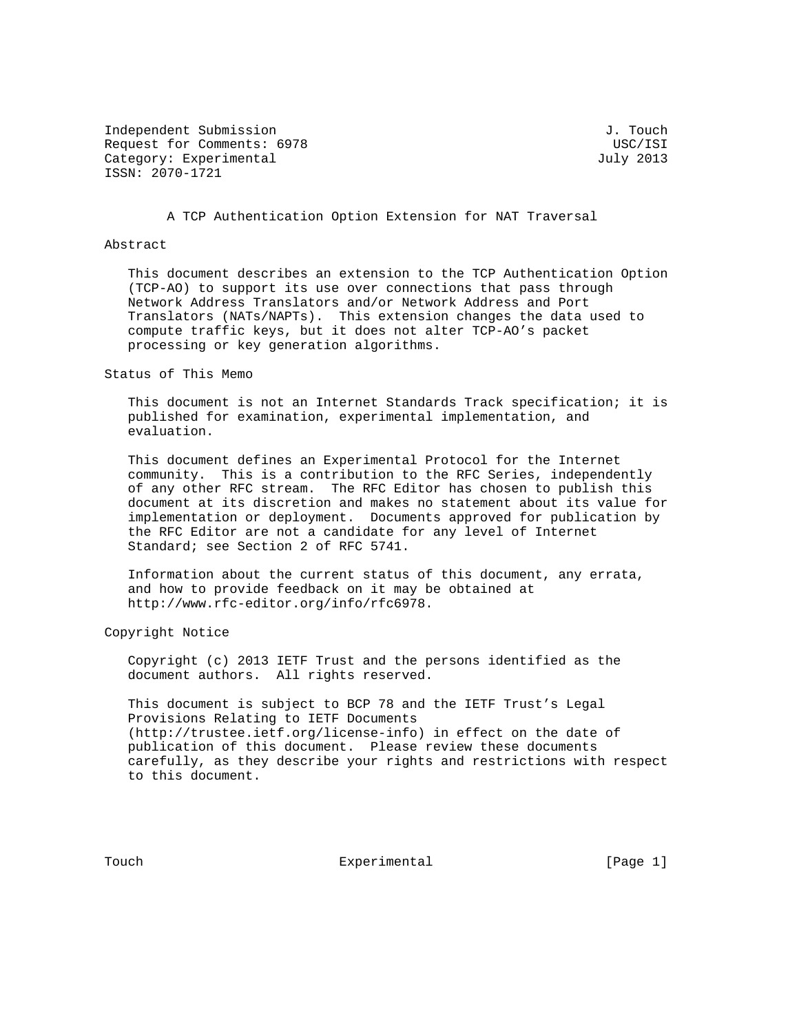Independent Submission J. Touch
Request for Comments: 6978 USC/ISI
Category: Experimental July 2013
ISSN: 2070-1721

# A TCP Authentication Option Extension for NAT Traversal

## Abstract

This document describes an extension to the TCP Authentication Option (TCP-AO) to support its use over connections that pass through Network Address Translators and/or Network Address and Port Translators (NATs/NAPTs). This extension changes the data used to compute traffic keys, but it does not alter TCP-AO's packet processing or key generation algorithms.

## Status of This Memo

This document is not an Internet Standards Track specification; it is published for examination, experimental implementation, and evaluation.

This document defines an Experimental Protocol for the Internet community. This is a contribution to the RFC Series, independently of any other RFC stream. The RFC Editor has chosen to publish this document at its discretion and makes no statement about its value for implementation or deployment. Documents approved for publication by the RFC Editor are not a candidate for any level of Internet Standard; see Section 2 of RFC 5741.

Information about the current status of this document, any errata, and how to provide feedback on it may be obtained at http://www.rfc-editor.org/info/rfc6978.

## Copyright Notice

Copyright (c) 2013 IETF Trust and the persons identified as the document authors. All rights reserved.

This document is subject to BCP 78 and the IETF Trust's Legal Provisions Relating to IETF Documents (http://trustee.ietf.org/license-info) in effect on the date of publication of this document. Please review these documents carefully, as they describe your rights and restrictions with respect to this document.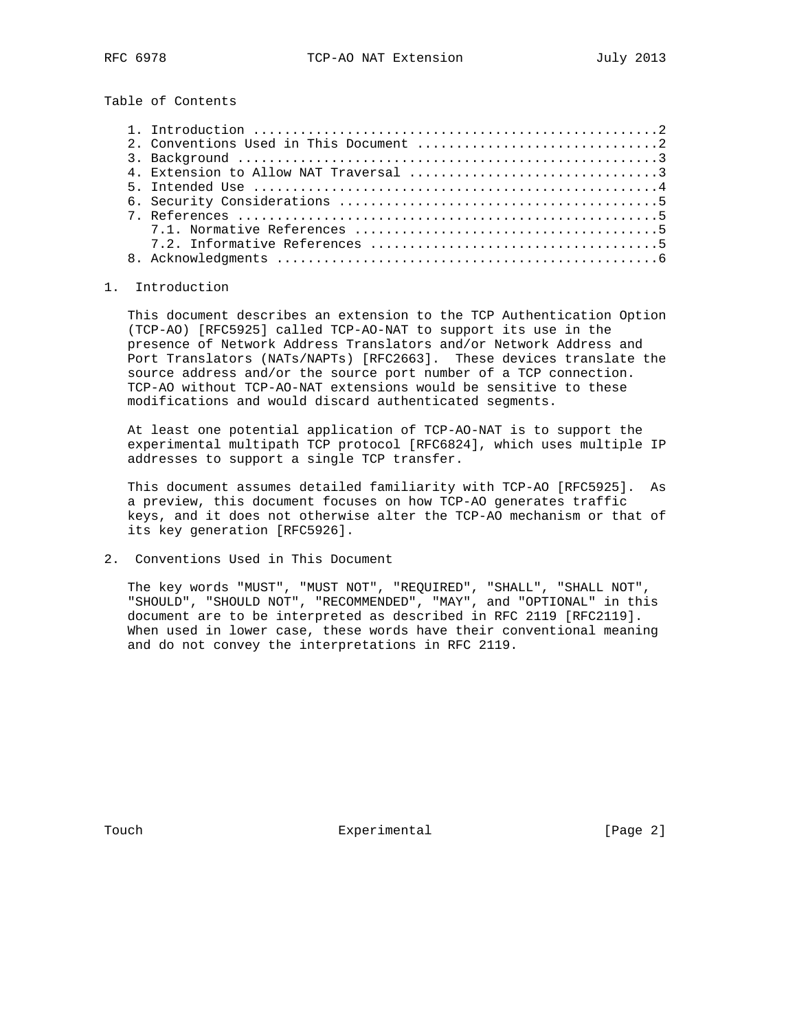Table of Contents

1. Introduction ....................................................2
2. Conventions Used in This Document ...............................2
3. Background ......................................................3
4. Extension to Allow NAT Traversal ................................3
5. Intended Use ....................................................4
6. Security Considerations .........................................5
7. References ......................................................5
   7.1. Normative References .......................................5
   7.2. Informative References .....................................5
8. Acknowledgments .................................................6

# 1. Introduction

This document describes an extension to the TCP Authentication Option (TCP-AO) [RFC5925] called TCP-AO-NAT to support its use in the presence of Network Address Translators and/or Network Address and Port Translators (NATs/NAPTs) [RFC2663]. These devices translate the source address and/or the source port number of a TCP connection. TCP-AO without TCP-AO-NAT extensions would be sensitive to these modifications and would discard authenticated segments.

At least one potential application of TCP-AO-NAT is to support the experimental multipath TCP protocol [RFC6824], which uses multiple IP addresses to support a single TCP transfer.

This document assumes detailed familiarity with TCP-AO [RFC5925]. As a preview, this document focuses on how TCP-AO generates traffic keys, and it does not otherwise alter the TCP-AO mechanism or that of its key generation [RFC5926].

# 2. Conventions Used in This Document

The key words "MUST", "MUST NOT", "REQUIRED", "SHALL", "SHALL NOT", "SHOULD", "SHOULD NOT", "RECOMMENDED", "MAY", and "OPTIONAL" in this document are to be interpreted as described in RFC 2119 [RFC2119]. When used in lower case, these words have their conventional meaning and do not convey the interpretations in RFC 2119.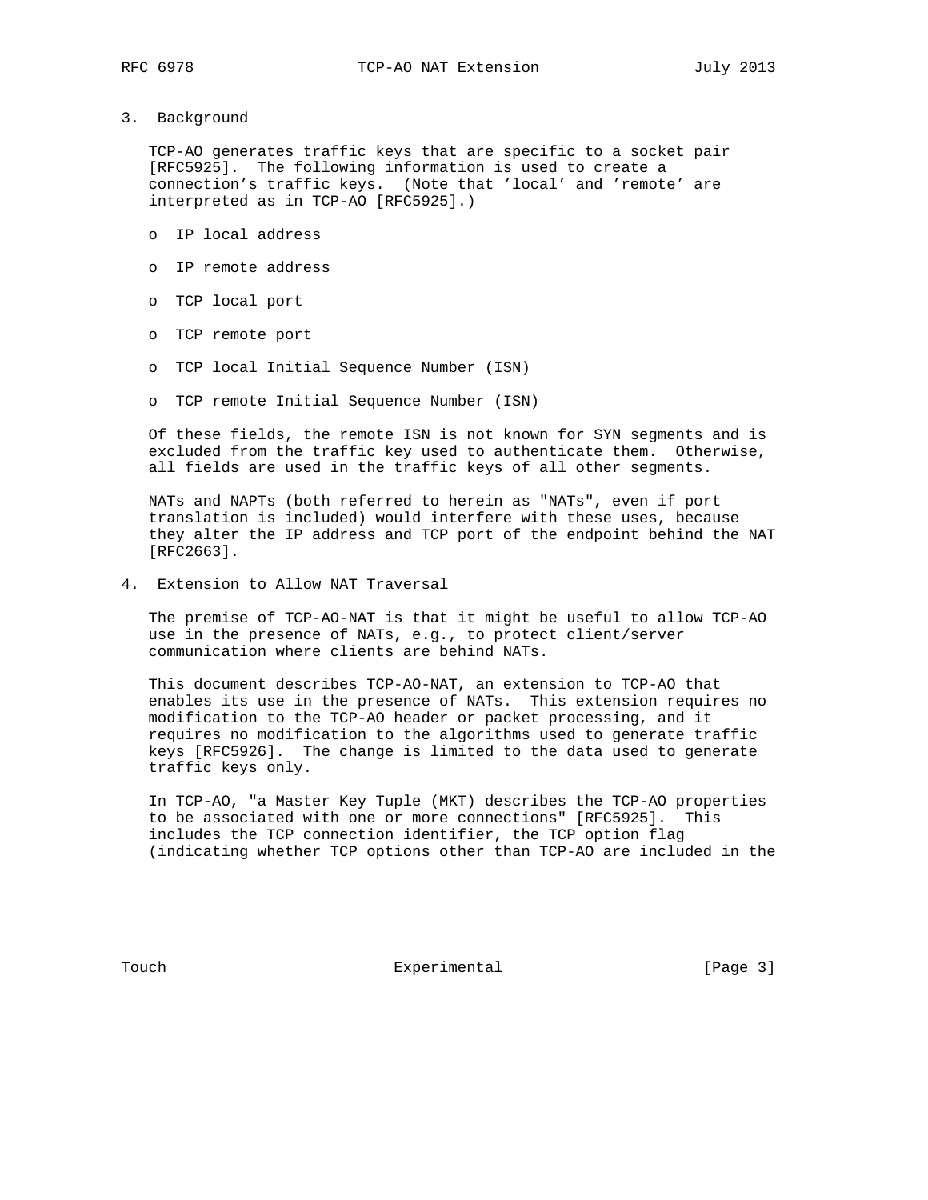## 3. Background

TCP-AO generates traffic keys that are specific to a socket pair [RFC5925]. The following information is used to create a connection's traffic keys. (Note that 'local' and 'remote' are interpreted as in TCP-AO [RFC5925].)

- IP local address
- IP remote address
- TCP local port
- TCP remote port
- TCP local Initial Sequence Number (ISN)
- TCP remote Initial Sequence Number (ISN)

Of these fields, the remote ISN is not known for SYN segments and is excluded from the traffic key used to authenticate them. Otherwise, all fields are used in the traffic keys of all other segments.

NATs and NAPTs (both referred to herein as "NATs", even if port translation is included) would interfere with these uses, because they alter the IP address and TCP port of the endpoint behind the NAT [RFC2663].

## 4. Extension to Allow NAT Traversal

The premise of TCP-AO-NAT is that it might be useful to allow TCP-AO use in the presence of NATs, e.g., to protect client/server communication where clients are behind NATs.

This document describes TCP-AO-NAT, an extension to TCP-AO that enables its use in the presence of NATs. This extension requires no modification to the TCP-AO header or packet processing, and it requires no modification to the algorithms used to generate traffic keys [RFC5926]. The change is limited to the data used to generate traffic keys only.

In TCP-AO, "a Master Key Tuple (MKT) describes the TCP-AO properties to be associated with one or more connections" [RFC5925]. This includes the TCP connection identifier, the TCP option flag (indicating whether TCP options other than TCP-AO are included in the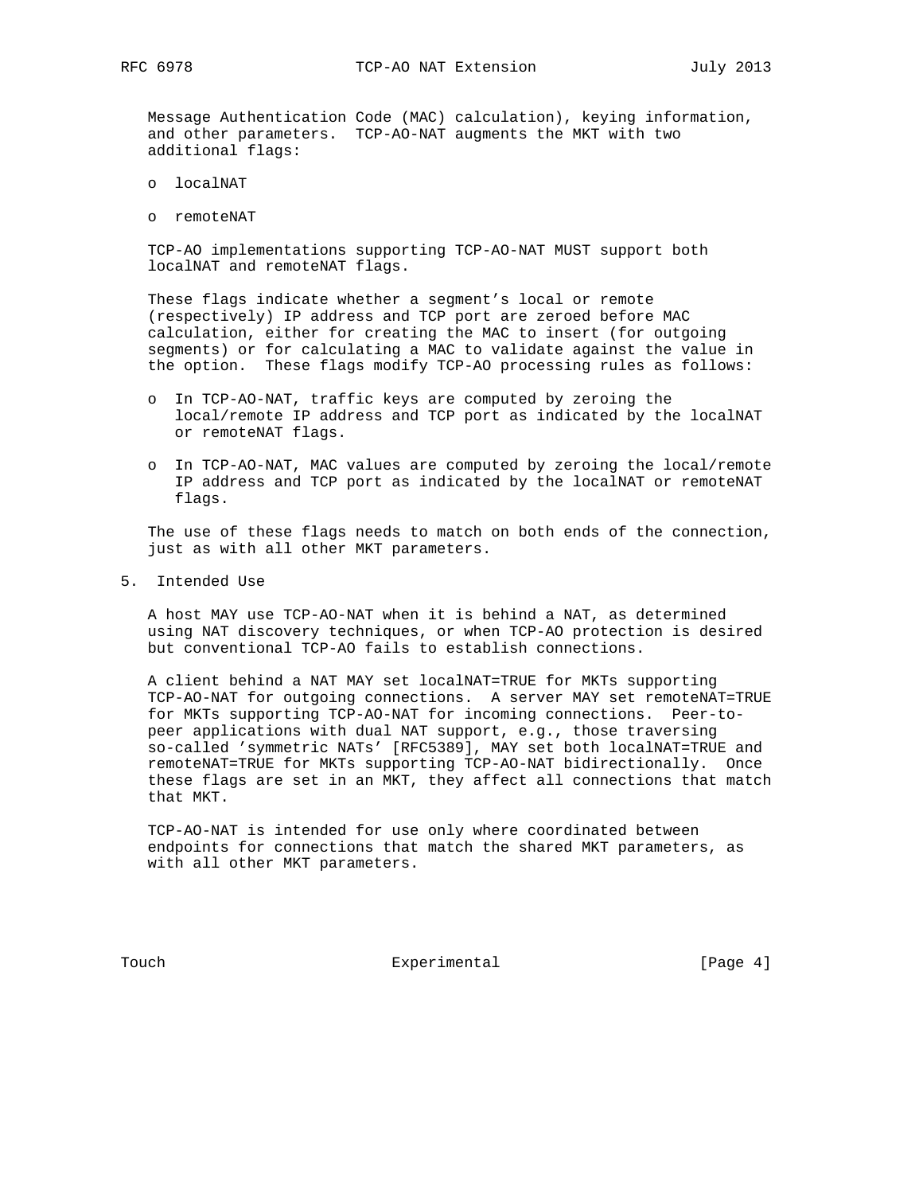Message Authentication Code (MAC) calculation), keying information, and other parameters. TCP-AO-NAT augments the MKT with two additional flags:

- localNAT
- remoteNAT

TCP-AO implementations supporting TCP-AO-NAT MUST support both localNAT and remoteNAT flags.

These flags indicate whether a segment's local or remote (respectively) IP address and TCP port are zeroed before MAC calculation, either for creating the MAC to insert (for outgoing segments) or for calculating a MAC to validate against the value in the option. These flags modify TCP-AO processing rules as follows:

- In TCP-AO-NAT, traffic keys are computed by zeroing the local/remote IP address and TCP port as indicated by the localNAT or remoteNAT flags.
- In TCP-AO-NAT, MAC values are computed by zeroing the local/remote IP address and TCP port as indicated by the localNAT or remoteNAT flags.

The use of these flags needs to match on both ends of the connection, just as with all other MKT parameters.

## 5. Intended Use

A host MAY use TCP-AO-NAT when it is behind a NAT, as determined using NAT discovery techniques, or when TCP-AO protection is desired but conventional TCP-AO fails to establish connections.

A client behind a NAT MAY set localNAT=TRUE for MKTs supporting TCP-AO-NAT for outgoing connections. A server MAY set remoteNAT=TRUE for MKTs supporting TCP-AO-NAT for incoming connections. Peer-to-peer applications with dual NAT support, e.g., those traversing so-called 'symmetric NATs' [RFC5389], MAY set both localNAT=TRUE and remoteNAT=TRUE for MKTs supporting TCP-AO-NAT bidirectionally. Once these flags are set in an MKT, they affect all connections that match that MKT.

TCP-AO-NAT is intended for use only where coordinated between endpoints for connections that match the shared MKT parameters, as with all other MKT parameters.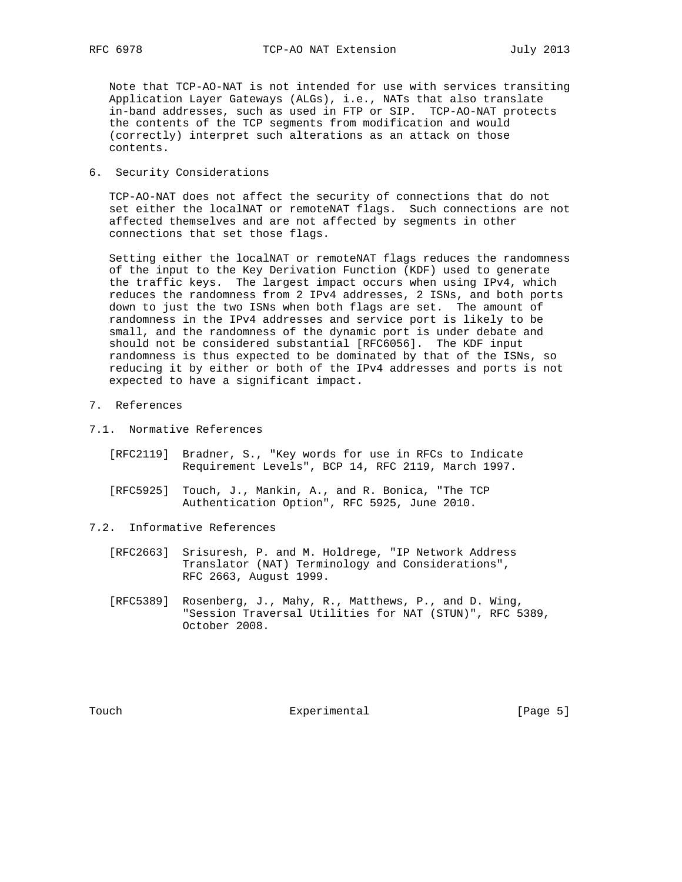Note that TCP-AO-NAT is not intended for use with services transiting Application Layer Gateways (ALGs), i.e., NATs that also translate in-band addresses, such as used in FTP or SIP. TCP-AO-NAT protects the contents of the TCP segments from modification and would (correctly) interpret such alterations as an attack on those contents.

## 6. Security Considerations

TCP-AO-NAT does not affect the security of connections that do not set either the localNAT or remoteNAT flags. Such connections are not affected themselves and are not affected by segments in other connections that set those flags.

Setting either the localNAT or remoteNAT flags reduces the randomness of the input to the Key Derivation Function (KDF) used to generate the traffic keys. The largest impact occurs when using IPv4, which reduces the randomness from 2 IPv4 addresses, 2 ISNs, and both ports down to just the two ISNs when both flags are set. The amount of randomness in the IPv4 addresses and service port is likely to be small, and the randomness of the dynamic port is under debate and should not be considered substantial [RFC6056]. The KDF input randomness is thus expected to be dominated by that of the ISNs, so reducing it by either or both of the IPv4 addresses and ports is not expected to have a significant impact.

## 7. References

### 7.1. Normative References

[RFC2119] Bradner, S., "Key words for use in RFCs to Indicate Requirement Levels", BCP 14, RFC 2119, March 1997.

[RFC5925] Touch, J., Mankin, A., and R. Bonica, "The TCP Authentication Option", RFC 5925, June 2010.

### 7.2. Informative References

[RFC2663] Srisuresh, P. and M. Holdrege, "IP Network Address Translator (NAT) Terminology and Considerations", RFC 2663, August 1999.

[RFC5389] Rosenberg, J., Mahy, R., Matthews, P., and D. Wing, "Session Traversal Utilities for NAT (STUN)", RFC 5389, October 2008.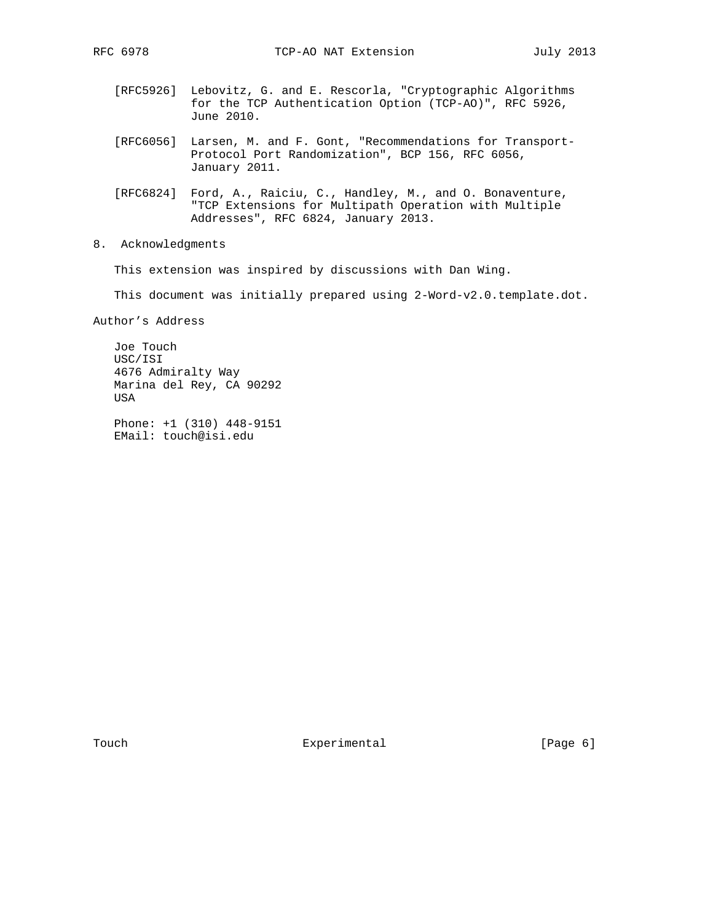[RFC5926] Lebovitz, G. and E. Rescorla, "Cryptographic Algorithms for the TCP Authentication Option (TCP-AO)", RFC 5926, June 2010.

[RFC6056] Larsen, M. and F. Gont, "Recommendations for Transport-Protocol Port Randomization", BCP 156, RFC 6056, January 2011.

[RFC6824] Ford, A., Raiciu, C., Handley, M., and O. Bonaventure, "TCP Extensions for Multipath Operation with Multiple Addresses", RFC 6824, January 2013.

## 8. Acknowledgments

This extension was inspired by discussions with Dan Wing.

This document was initially prepared using 2-Word-v2.0.template.dot.

## Author's Address

Joe Touch
USC/ISI
4676 Admiralty Way
Marina del Rey, CA 90292
USA

Phone: +1 (310) 448-9151
EMail: touch@isi.edu